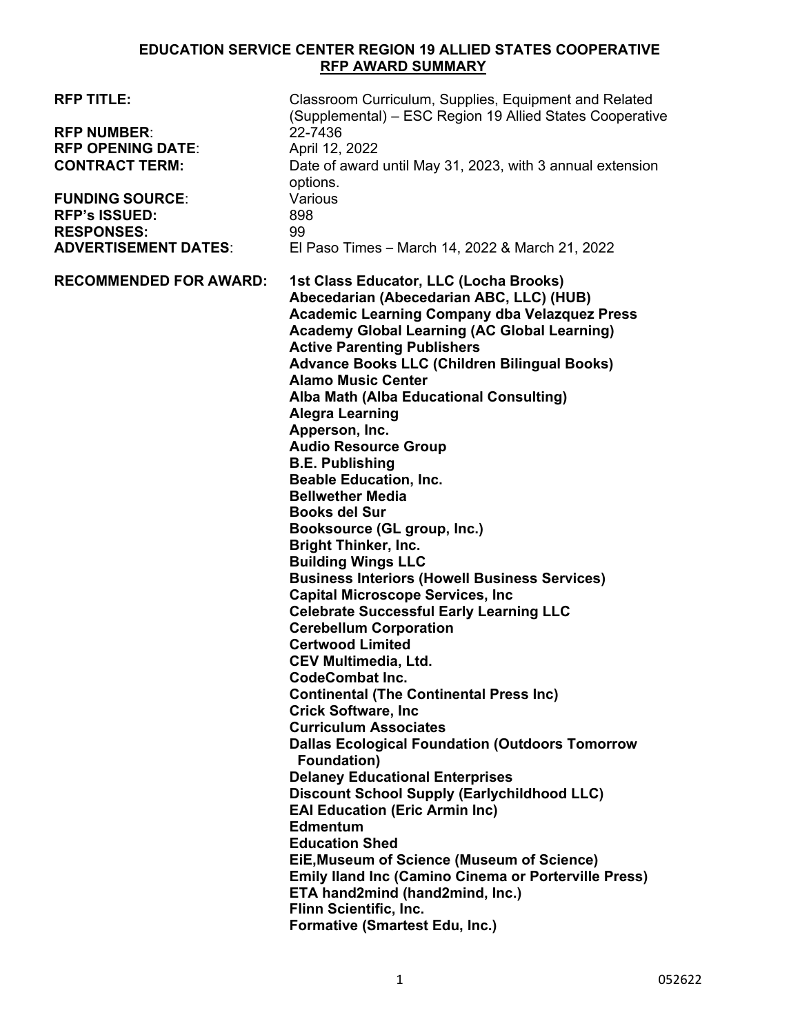# EDUCATION SERVICE CENTER REGION 19 ALLIED STATES COOPERATIVE

## RFP AWARD SUMMARY

**RFP TITLE:** Classroom Curriculum, Supplies, Equipment and Related (Supplemental) – ESC Region 19 Allied States Cooperative

**RFP NUMBER**: 22-7436

**RFP OPENING DATE**: April 12, 2022

**CONTRACT TERM:** Date of award until May 31, 2023, with 3 annual extension options.

**FUNDING SOURCE**: Various

**RFP's ISSUED:** 898

**RESPONSES:** 99

**ADVERTISEMENT DATES**: El Paso Times – March 14, 2022 & March 21, 2022

**RECOMMENDED FOR AWARD:**

**1st Class Educator, LLC (Locha Brooks)**
**Abecedarian (Abecedarian ABC, LLC) (HUB)**
**Academic Learning Company dba Velazquez Press**
**Academy Global Learning (AC Global Learning)**
**Active Parenting Publishers**
**Advance Books LLC (Children Bilingual Books)**
**Alamo Music Center**
**Alba Math (Alba Educational Consulting)**
**Alegra Learning**
**Apperson, Inc.**
**Audio Resource Group**
**B.E. Publishing**
**Beable Education, Inc.**
**Bellwether Media**
**Books del Sur**
**Booksource (GL group, Inc.)**
**Bright Thinker, Inc.**
**Building Wings LLC**
**Business Interiors (Howell Business Services)**
**Capital Microscope Services, Inc**
**Celebrate Successful Early Learning LLC**
**Cerebellum Corporation**
**Certwood Limited**
**CEV Multimedia, Ltd.**
**CodeCombat Inc.**
**Continental (The Continental Press Inc)**
**Crick Software, Inc**
**Curriculum Associates**
**Dallas Ecological Foundation (Outdoors Tomorrow Foundation)**
**Delaney Educational Enterprises**
**Discount School Supply (Earlychildhood LLC)**
**EAI Education (Eric Armin Inc)**
**Edmentum**
**Education Shed**
**EiE,Museum of Science (Museum of Science)**
**Emily Iland Inc (Camino Cinema or Porterville Press)**
**ETA hand2mind (hand2mind, Inc.)**
**Flinn Scientific, Inc.**
**Formative (Smartest Edu, Inc.)**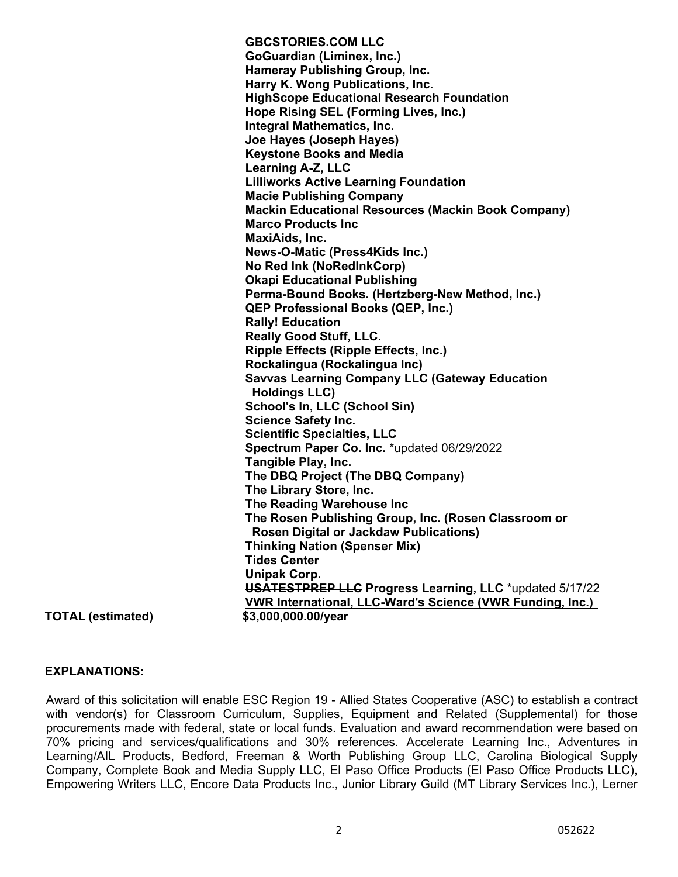**GBCSTORIES.COM LLC**
**GoGuardian (Liminex, Inc.)**
**Hameray Publishing Group, Inc.**
**Harry K. Wong Publications, Inc.**
**HighScope Educational Research Foundation**
**Hope Rising SEL (Forming Lives, Inc.)**
**Integral Mathematics, Inc.**
**Joe Hayes (Joseph Hayes)**
**Keystone Books and Media**
**Learning A-Z, LLC**
**Lilliworks Active Learning Foundation**
**Macie Publishing Company**
**Mackin Educational Resources (Mackin Book Company)**
**Marco Products Inc**
**MaxiAids, Inc.**
**News-O-Matic (Press4Kids Inc.)**
**No Red Ink (NoRedInkCorp)**
**Okapi Educational Publishing**
**Perma-Bound Books. (Hertzberg-New Method, Inc.)**
**QEP Professional Books (QEP, Inc.)**
**Rally! Education**
**Really Good Stuff, LLC.**
**Ripple Effects (Ripple Effects, Inc.)**
**Rockalingua (Rockalingua Inc)**
**Savvas Learning Company LLC (Gateway Education Holdings LLC)**
**School's In, LLC (School Sin)**
**Science Safety Inc.**
**Scientific Specialties, LLC**
**Spectrum Paper Co. Inc.** *updated 06/29/2022
**Tangible Play, Inc.**
**The DBQ Project (The DBQ Company)**
**The Library Store, Inc.**
**The Reading Warehouse Inc**
**The Rosen Publishing Group, Inc. (Rosen Classroom or Rosen Digital or Jackdaw Publications)**
**Thinking Nation (Spenser Mix)**
**Tides Center**
**Unipak Corp.**
**~~USATESTPREP LLC~~ Progress Learning, LLC** *updated 5/17/22
**VWR International, LLC-Ward's Science (VWR Funding, Inc.)**

**TOTAL (estimated)** **$3,000,000.00/year**

**EXPLANATIONS:**

Award of this solicitation will enable ESC Region 19 - Allied States Cooperative (ASC) to establish a contract with vendor(s) for Classroom Curriculum, Supplies, Equipment and Related (Supplemental) for those procurements made with federal, state or local funds. Evaluation and award recommendation were based on 70% pricing and services/qualifications and 30% references. Accelerate Learning Inc., Adventures in Learning/AIL Products, Bedford, Freeman & Worth Publishing Group LLC, Carolina Biological Supply Company, Complete Book and Media Supply LLC, El Paso Office Products (El Paso Office Products LLC), Empowering Writers LLC, Encore Data Products Inc., Junior Library Guild (MT Library Services Inc.), Lerner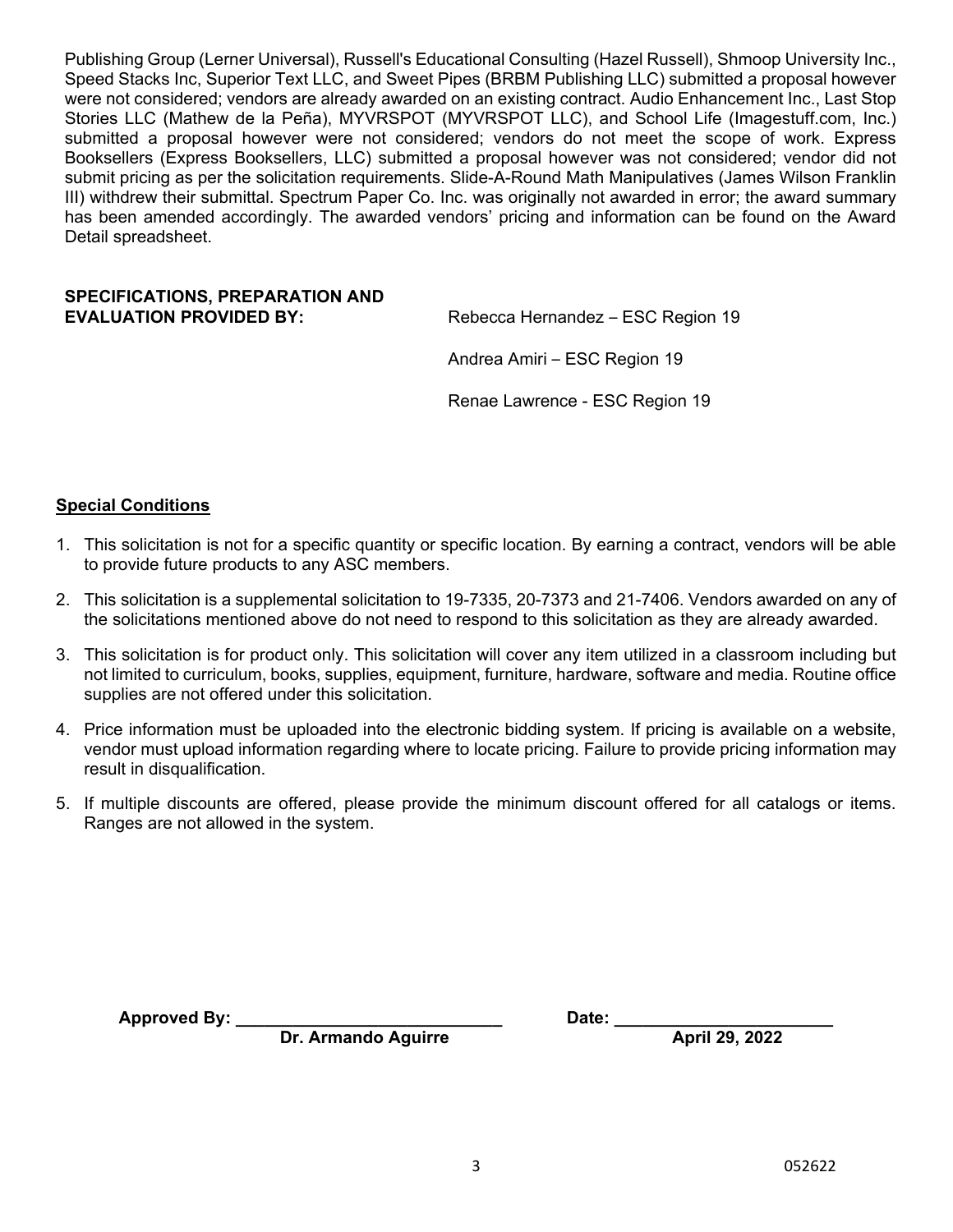Publishing Group (Lerner Universal), Russell's Educational Consulting (Hazel Russell), Shmoop University Inc., Speed Stacks Inc, Superior Text LLC, and Sweet Pipes (BRBM Publishing LLC) submitted a proposal however were not considered; vendors are already awarded on an existing contract. Audio Enhancement Inc., Last Stop Stories LLC (Mathew de la Peña), MYVRSPOT (MYVRSPOT LLC), and School Life (Imagestuff.com, Inc.) submitted a proposal however were not considered; vendors do not meet the scope of work. Express Booksellers (Express Booksellers, LLC) submitted a proposal however was not considered; vendor did not submit pricing as per the solicitation requirements. Slide-A-Round Math Manipulatives (James Wilson Franklin III) withdrew their submittal. Spectrum Paper Co. Inc. was originally not awarded in error; the award summary has been amended accordingly. The awarded vendors' pricing and information can be found on the Award Detail spreadsheet.

**SPECIFICATIONS, PREPARATION AND EVALUATION PROVIDED BY:**

Rebecca Hernandez – ESC Region 19

Andrea Amiri – ESC Region 19

Renae Lawrence - ESC Region 19

**Special Conditions**

1. This solicitation is not for a specific quantity or specific location. By earning a contract, vendors will be able to provide future products to any ASC members.
2. This solicitation is a supplemental solicitation to 19-7335, 20-7373 and 21-7406. Vendors awarded on any of the solicitations mentioned above do not need to respond to this solicitation as they are already awarded.
3. This solicitation is for product only. This solicitation will cover any item utilized in a classroom including but not limited to curriculum, books, supplies, equipment, furniture, hardware, software and media. Routine office supplies are not offered under this solicitation.
4. Price information must be uploaded into the electronic bidding system. If pricing is available on a website, vendor must upload information regarding where to locate pricing. Failure to provide pricing information may result in disqualification.
5. If multiple discounts are offered, please provide the minimum discount offered for all catalogs or items. Ranges are not allowed in the system.

**Approved By:** ____________________________
**Dr. Armando Aguirre**

**Date:** ______________________
**April 29, 2022**

052622